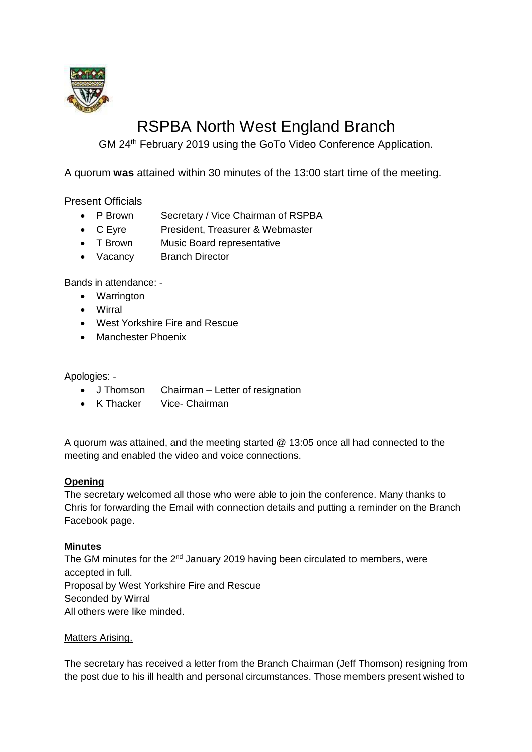# RSPBA North West England Branch

GM 24th February 2019 using the GoTo Video Conference Application.

A quorum **was** attained within 30 minutes of the 13:00 start time of the meeting.

Present Officials

- P Brown  Secretary / Vice Chairman of RSPBA
- C Eyre  President, Treasurer & Webmaster
- T Brown  Music Board representative
- Vacancy  Branch Director

Bands in attendance: -

- Warrington
- Wirral
- West Yorkshire Fire and Rescue
- Manchester Phoenix

Apologies: -

- J Thomson  Chairman – Letter of resignation
- K Thacker  Vice- Chairman

A quorum was attained, and the meeting started @ 13:05 once all had connected to the meeting and enabled the video and voice connections.

**Opening**

The secretary welcomed all those who were able to join the conference. Many thanks to Chris for forwarding the Email with connection details and putting a reminder on the Branch Facebook page.

**Minutes**

The GM minutes for the 2nd January 2019 having been circulated to members, were accepted in full.
Proposal by West Yorkshire Fire and Rescue
Seconded by Wirral
All others were like minded.

Matters Arising.

The secretary has received a letter from the Branch Chairman (Jeff Thomson) resigning from the post due to his ill health and personal circumstances. Those members present wished to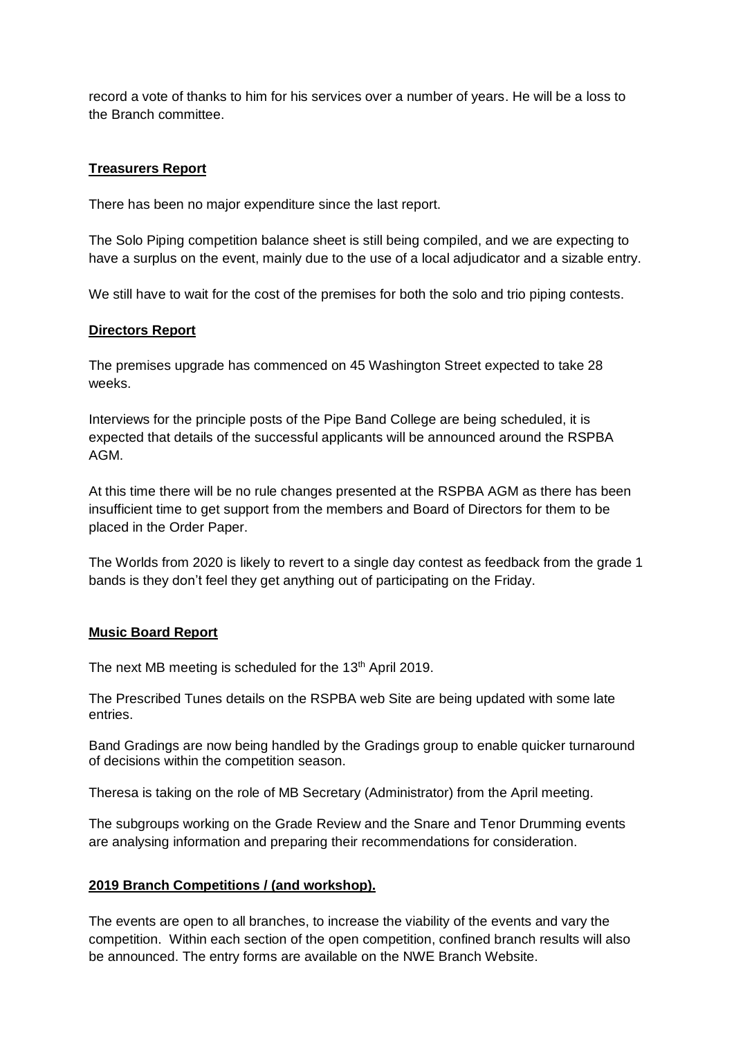record a vote of thanks to him for his services over a number of years. He will be a loss to the Branch committee.

**Treasurers Report**

There has been no major expenditure since the last report.

The Solo Piping competition balance sheet is still being compiled, and we are expecting to have a surplus on the event, mainly due to the use of a local adjudicator and a sizable entry.

We still have to wait for the cost of the premises for both the solo and trio piping contests.

**Directors Report**

The premises upgrade has commenced on 45 Washington Street expected to take 28 weeks.

Interviews for the principle posts of the Pipe Band College are being scheduled, it is expected that details of the successful applicants will be announced around the RSPBA AGM.

At this time there will be no rule changes presented at the RSPBA AGM as there has been insufficient time to get support from the members and Board of Directors for them to be placed in the Order Paper.

The Worlds from 2020 is likely to revert to a single day contest as feedback from the grade 1 bands is they don't feel they get anything out of participating on the Friday.

**Music Board Report**

The next MB meeting is scheduled for the 13th April 2019.

The Prescribed Tunes details on the RSPBA web Site are being updated with some late entries.

Band Gradings are now being handled by the Gradings group to enable quicker turnaround of decisions within the competition season.

Theresa is taking on the role of MB Secretary (Administrator) from the April meeting.

The subgroups working on the Grade Review and the Snare and Tenor Drumming events are analysing information and preparing their recommendations for consideration.

**2019 Branch Competitions / (and workshop).**

The events are open to all branches, to increase the viability of the events and vary the competition. Within each section of the open competition, confined branch results will also be announced. The entry forms are available on the NWE Branch Website.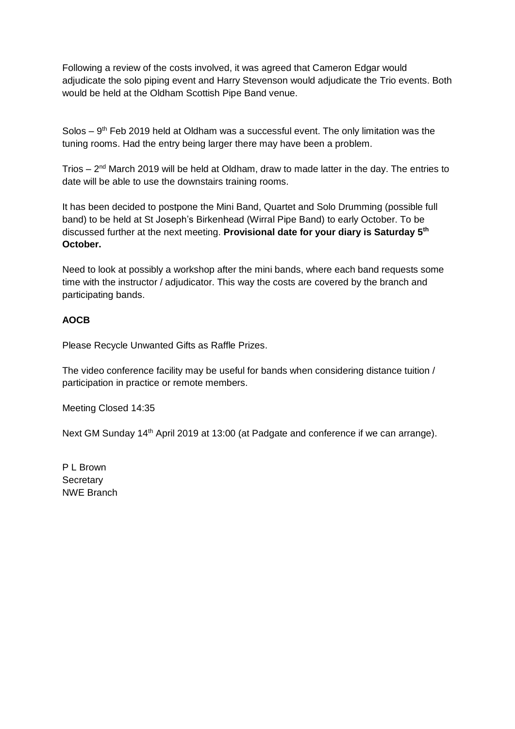Following a review of the costs involved, it was agreed that Cameron Edgar would adjudicate the solo piping event and Harry Stevenson would adjudicate the Trio events. Both would be held at the Oldham Scottish Pipe Band venue.

Solos – 9th Feb 2019 held at Oldham was a successful event. The only limitation was the tuning rooms. Had the entry being larger there may have been a problem.

Trios – 2nd March 2019 will be held at Oldham, draw to made latter in the day. The entries to date will be able to use the downstairs training rooms.

It has been decided to postpone the Mini Band, Quartet and Solo Drumming (possible full band) to be held at St Joseph's Birkenhead (Wirral Pipe Band) to early October. To be discussed further at the next meeting. **Provisional date for your diary is Saturday 5th October.**

Need to look at possibly a workshop after the mini bands, where each band requests some time with the instructor / adjudicator. This way the costs are covered by the branch and participating bands.

**AOCB**

Please Recycle Unwanted Gifts as Raffle Prizes.

The video conference facility may be useful for bands when considering distance tuition / participation in practice or remote members.

Meeting Closed 14:35

Next GM Sunday 14th April 2019 at 13:00 (at Padgate and conference if we can arrange).

P L Brown
Secretary
NWE Branch